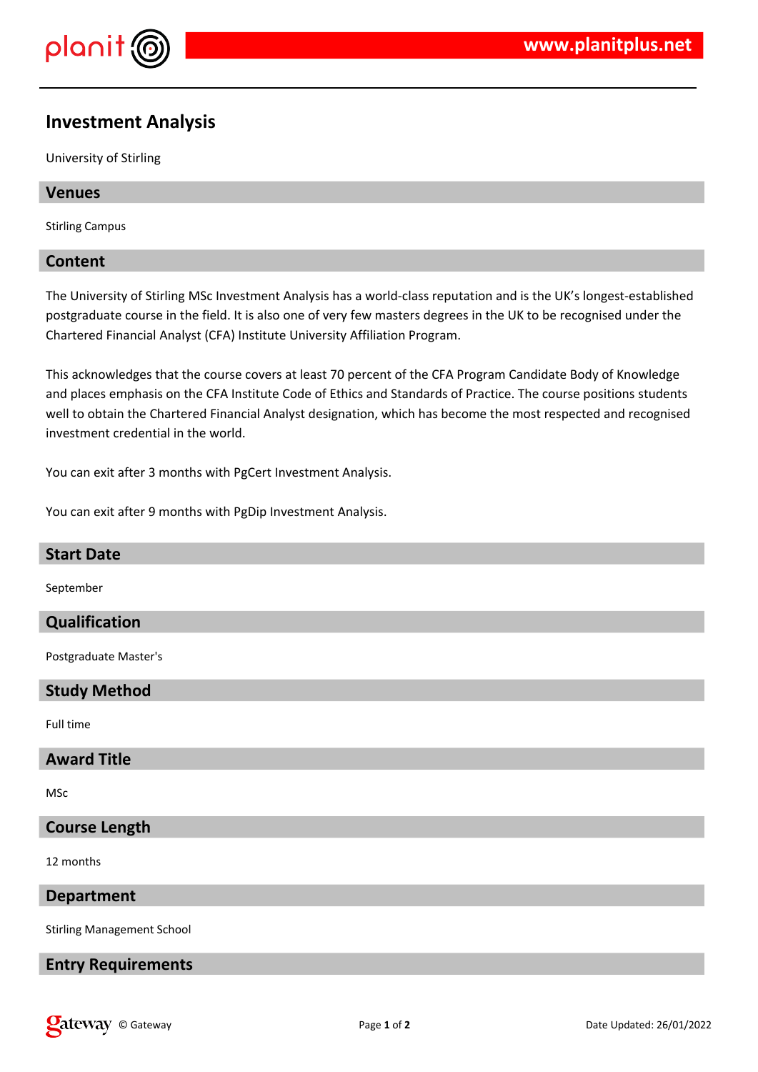# Investment Analysis

University of Stirling

## Venues

Stirling Campus

## Content

The University of Stirling MSc Investment Analysis has a world-class reputation and is the UK's longest-established postgraduate course in the field. It is also one of very few masters degrees in the UK to be recognised under the Chartered Financial Analyst (CFA) Institute University Affiliation Program.

This acknowledges that the course covers at least 70 percent of the CFA Program Candidate Body of Knowledge and places emphasis on the CFA Institute Code of Ethics and Standards of Practice. The course positions students well to obtain the Chartered Financial Analyst designation, which has become the most respected and recognised investment credential in the world.

You can exit after 3 months with PgCert Investment Analysis.

You can exit after 9 months with PgDip Investment Analysis.

## Start Date

September

## Qualification

Postgraduate Master's

## Study Method

Full time

## Award Title

MSc

## Course Length

12 months

## Department

Stirling Management School

## Entry Requirements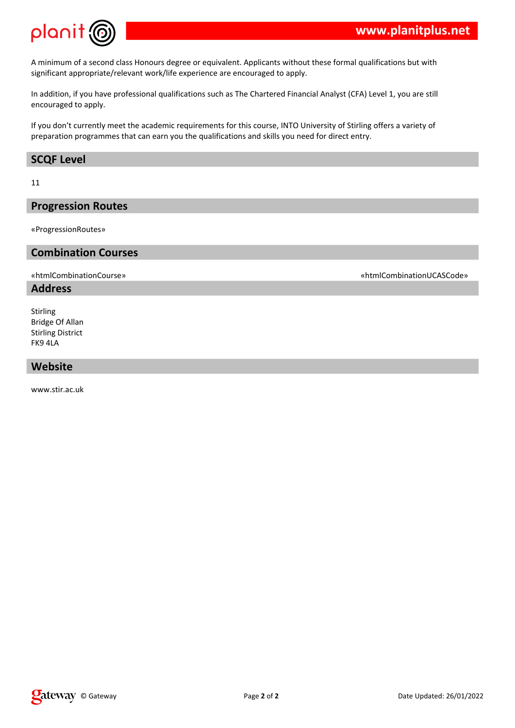A minimum of a second class Honours degree or equivalent. Applicants without these formal qualifications but with significant appropriate/relevant work/life experience are encouraged to apply.

In addition, if you have professional qualifications such as The Chartered Financial Analyst (CFA) Level 1, you are still encouraged to apply.

If you don't currently meet the academic requirements for this course, INTO University of Stirling offers a variety of preparation programmes that can earn you the qualifications and skills you need for direct entry.

## SCQF Level

11

## Progression Routes

«ProgressionRoutes»

## Combination Courses

«htmlCombinationCourse» «htmlCombinationUCASCode»

## Address

Stirling
Bridge Of Allan
Stirling District
FK9 4LA

## Website

www.stir.ac.uk